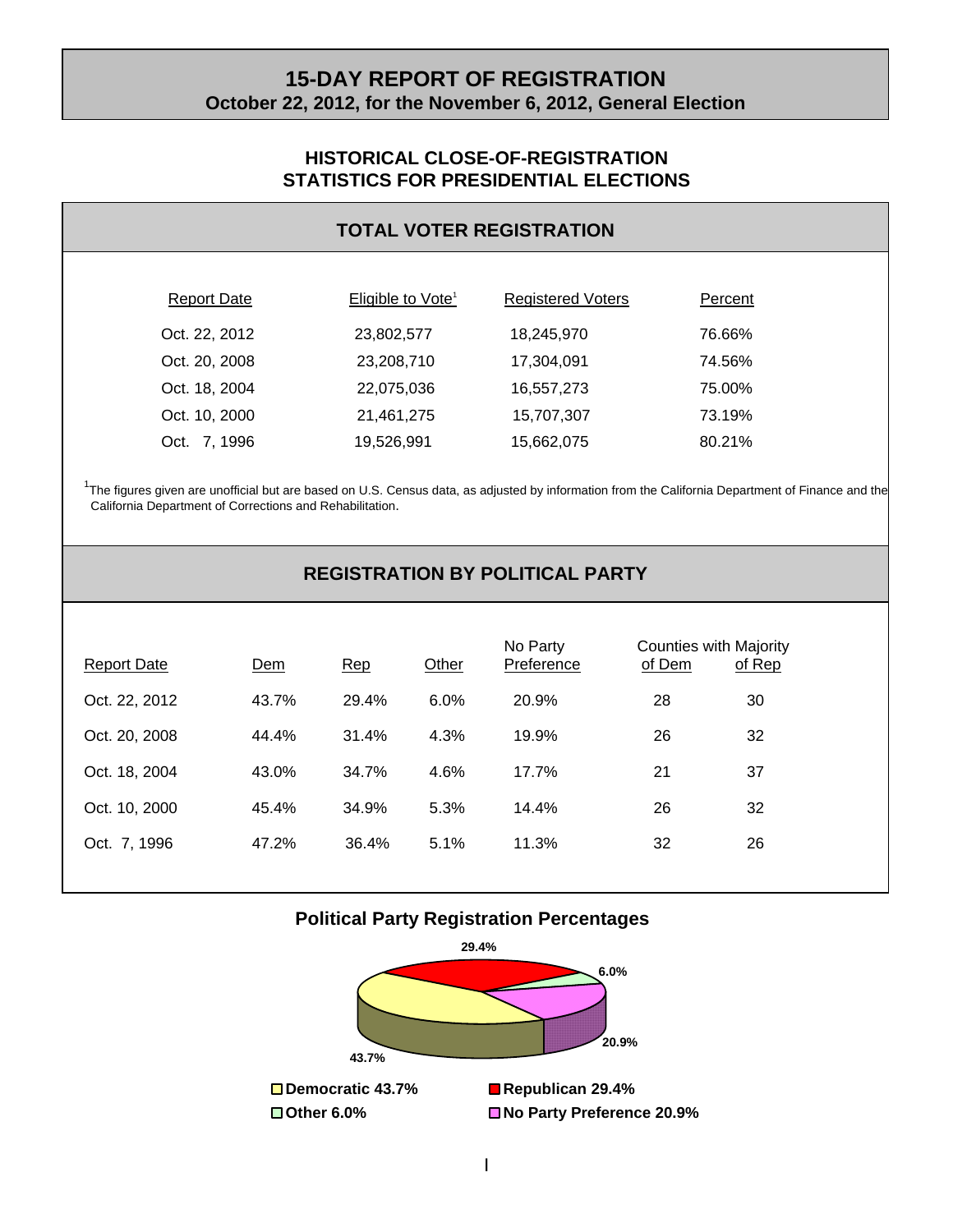# 15-DAY REPORT OF REGISTRATION

**October 22, 2012, for the November 6, 2012, General Election**

## HISTORICAL CLOSE-OF-REGISTRATION STATISTICS FOR PRESIDENTIAL ELECTIONS

### TOTAL VOTER REGISTRATION

| Report Date | Eligible to Vote[1] | Registered Voters | Percent |
|---|---|---|---|
| Oct. 22, 2012 | 23,802,577 | 18,245,970 | 76.66% |
| Oct. 20, 2008 | 23,208,710 | 17,304,091 | 74.56% |
| Oct. 18, 2004 | 22,075,036 | 16,557,273 | 75.00% |
| Oct. 10, 2000 | 21,461,275 | 15,707,307 | 73.19% |
| Oct. 7, 1996 | 19,526,991 | 15,662,075 | 80.21% |

[1]The figures given are unofficial but are based on U.S. Census data, as adjusted by information from the California Department of Finance and the California Department of Corrections and Rehabilitation.

### REGISTRATION BY POLITICAL PARTY

| Report Date | Dem | Rep | Other | No Party Preference | Counties with Majority of Dem | Counties with Majority of Rep |
|---|---|---|---|---|---|---|
| Oct. 22, 2012 | 43.7% | 29.4% | 6.0% | 20.9% | 28 | 30 |
| Oct. 20, 2008 | 44.4% | 31.4% | 4.3% | 19.9% | 26 | 32 |
| Oct. 18, 2004 | 43.0% | 34.7% | 4.6% | 17.7% | 21 | 37 |
| Oct. 10, 2000 | 45.4% | 34.9% | 5.3% | 14.4% | 26 | 32 |
| Oct. 7, 1996 | 47.2% | 36.4% | 5.1% | 11.3% | 32 | 26 |

### Political Party Registration Percentages

- Democratic 43.7%
- Republican 29.4%
- Other 6.0%
- No Party Preference 20.9%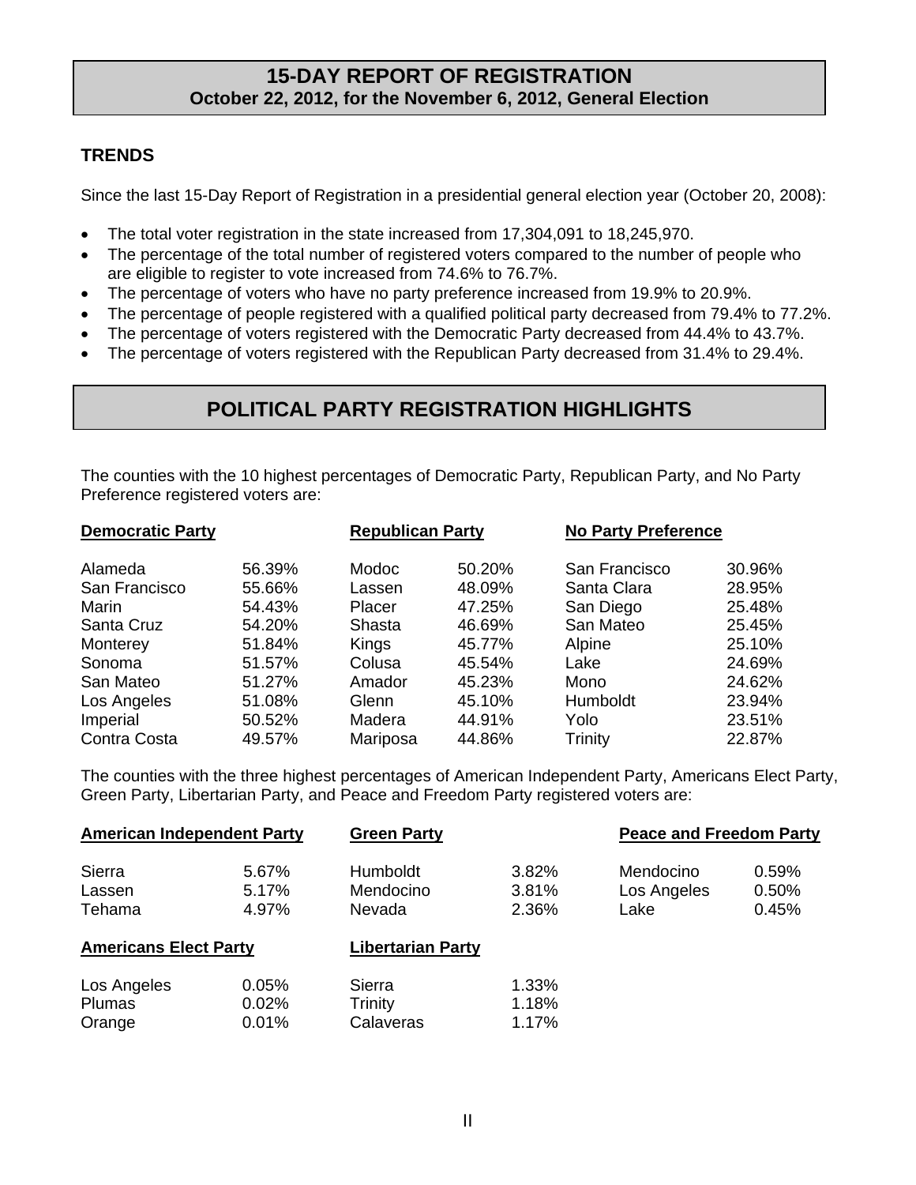# 15-DAY REPORT OF REGISTRATION

**October 22, 2012, for the November 6, 2012, General Election**

## TRENDS

Since the last 15-Day Report of Registration in a presidential general election year (October 20, 2008):

- The total voter registration in the state increased from 17,304,091 to 18,245,970.
- The percentage of the total number of registered voters compared to the number of people who are eligible to register to vote increased from 74.6% to 76.7%.
- The percentage of voters who have no party preference increased from 19.9% to 20.9%.
- The percentage of people registered with a qualified political party decreased from 79.4% to 77.2%.
- The percentage of voters registered with the Democratic Party decreased from 44.4% to 43.7%.
- The percentage of voters registered with the Republican Party decreased from 31.4% to 29.4%.

# POLITICAL PARTY REGISTRATION HIGHLIGHTS

The counties with the 10 highest percentages of Democratic Party, Republican Party, and No Party Preference registered voters are:

| Democratic Party | | Republican Party | | No Party Preference | |
|---|---|---|---|---|---|
| Alameda | 56.39% | Modoc | 50.20% | San Francisco | 30.96% |
| San Francisco | 55.66% | Lassen | 48.09% | Santa Clara | 28.95% |
| Marin | 54.43% | Placer | 47.25% | San Diego | 25.48% |
| Santa Cruz | 54.20% | Shasta | 46.69% | San Mateo | 25.45% |
| Monterey | 51.84% | Kings | 45.77% | Alpine | 25.10% |
| Sonoma | 51.57% | Colusa | 45.54% | Lake | 24.69% |
| San Mateo | 51.27% | Amador | 45.23% | Mono | 24.62% |
| Los Angeles | 51.08% | Glenn | 45.10% | Humboldt | 23.94% |
| Imperial | 50.52% | Madera | 44.91% | Yolo | 23.51% |
| Contra Costa | 49.57% | Mariposa | 44.86% | Trinity | 22.87% |

The counties with the three highest percentages of American Independent Party, Americans Elect Party, Green Party, Libertarian Party, and Peace and Freedom Party registered voters are:

| American Independent Party | | Green Party | | Peace and Freedom Party | |
|---|---|---|---|---|---|
| Sierra | 5.67% | Humboldt | 3.82% | Mendocino | 0.59% |
| Lassen | 5.17% | Mendocino | 3.81% | Los Angeles | 0.50% |
| Tehama | 4.97% | Nevada | 2.36% | Lake | 0.45% |

| Americans Elect Party | | Libertarian Party | |
|---|---|---|---|
| Los Angeles | 0.05% | Sierra | 1.33% |
| Plumas | 0.02% | Trinity | 1.18% |
| Orange | 0.01% | Calaveras | 1.17% |